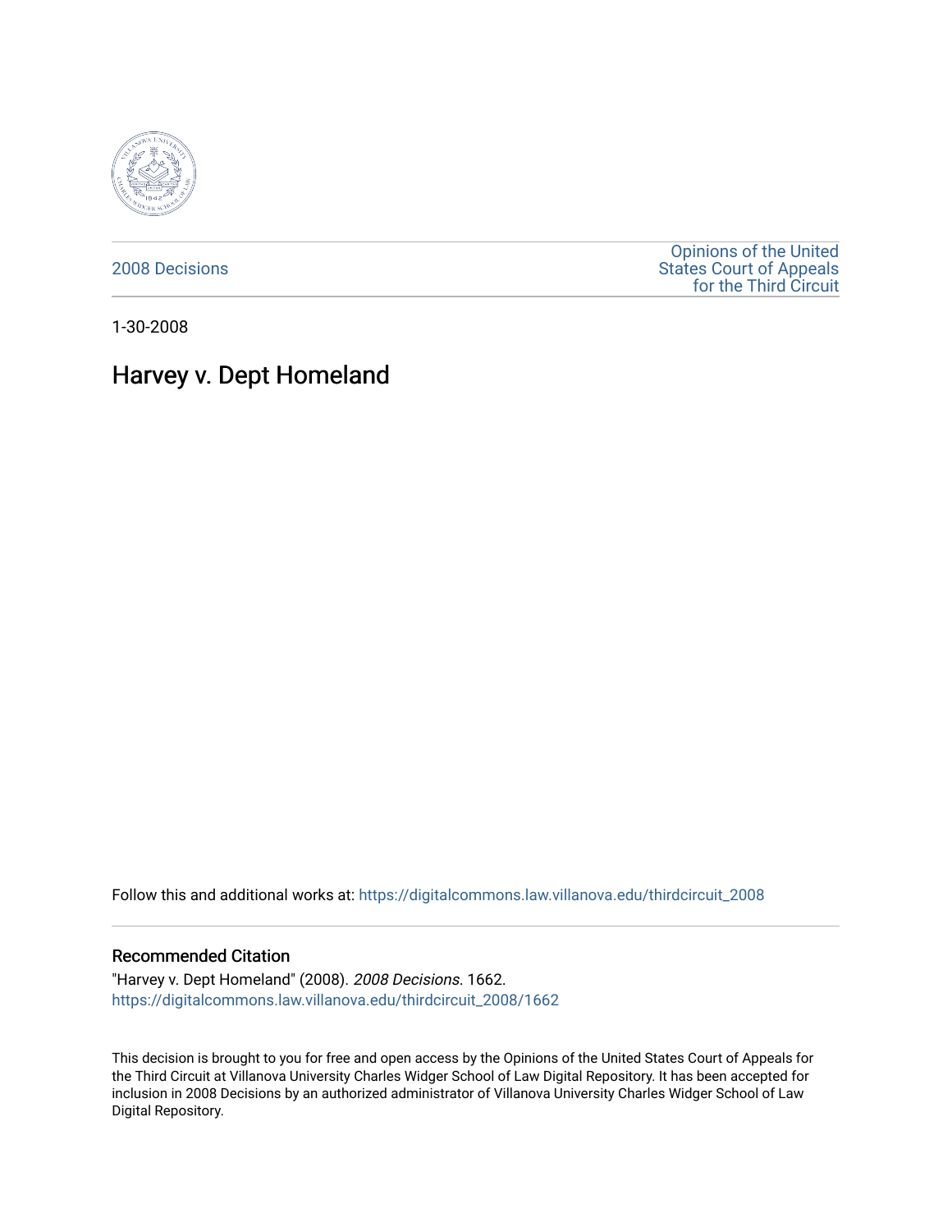2008 Decisions

Opinions of the United States Court of Appeals for the Third Circuit

1-30-2008

# Harvey v. Dept Homeland

Follow this and additional works at: https://digitalcommons.law.villanova.edu/thirdcircuit_2008

## Recommended Citation

"Harvey v. Dept Homeland" (2008). *2008 Decisions*. 1662.
https://digitalcommons.law.villanova.edu/thirdcircuit_2008/1662

This decision is brought to you for free and open access by the Opinions of the United States Court of Appeals for the Third Circuit at Villanova University Charles Widger School of Law Digital Repository. It has been accepted for inclusion in 2008 Decisions by an authorized administrator of Villanova University Charles Widger School of Law Digital Repository.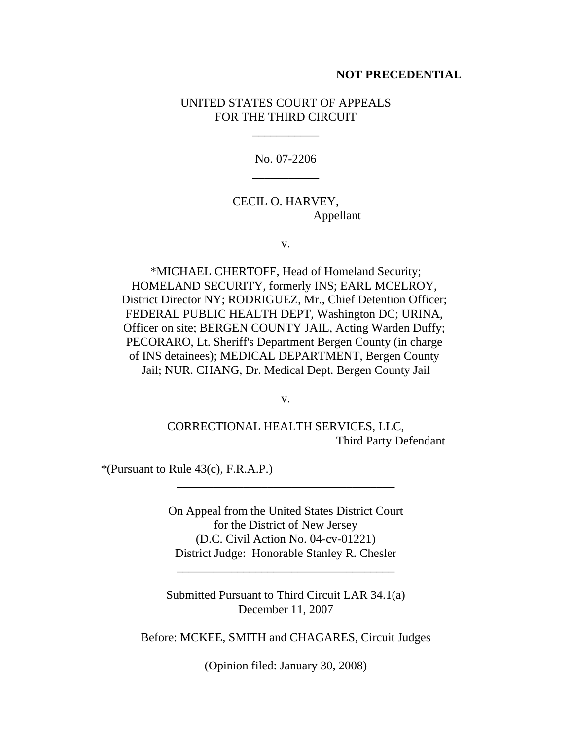**NOT PRECEDENTIAL**

UNITED STATES COURT OF APPEALS
FOR THE THIRD CIRCUIT

___________

No. 07-2206

___________

CECIL O. HARVEY,
Appellant

v.

*MICHAEL CHERTOFF, Head of Homeland Security; HOMELAND SECURITY, formerly INS; EARL MCELROY, District Director NY; RODRIGUEZ, Mr., Chief Detention Officer; FEDERAL PUBLIC HEALTH DEPT, Washington DC; URINA, Officer on site; BERGEN COUNTY JAIL, Acting Warden Duffy; PECORARO, Lt. Sheriff's Department Bergen County (in charge of INS detainees); MEDICAL DEPARTMENT, Bergen County Jail; NUR. CHANG, Dr. Medical Dept. Bergen County Jail

v.

CORRECTIONAL HEALTH SERVICES, LLC,
Third Party Defendant

*(Pursuant to Rule 43(c), F.R.A.P.)

____________________________________

On Appeal from the United States District Court
for the District of New Jersey
(D.C. Civil Action No. 04-cv-01221)
District Judge: Honorable Stanley R. Chesler

____________________________________

Submitted Pursuant to Third Circuit LAR 34.1(a)
December 11, 2007

Before: MCKEE, SMITH and CHAGARES, Circuit Judges

(Opinion filed: January 30, 2008)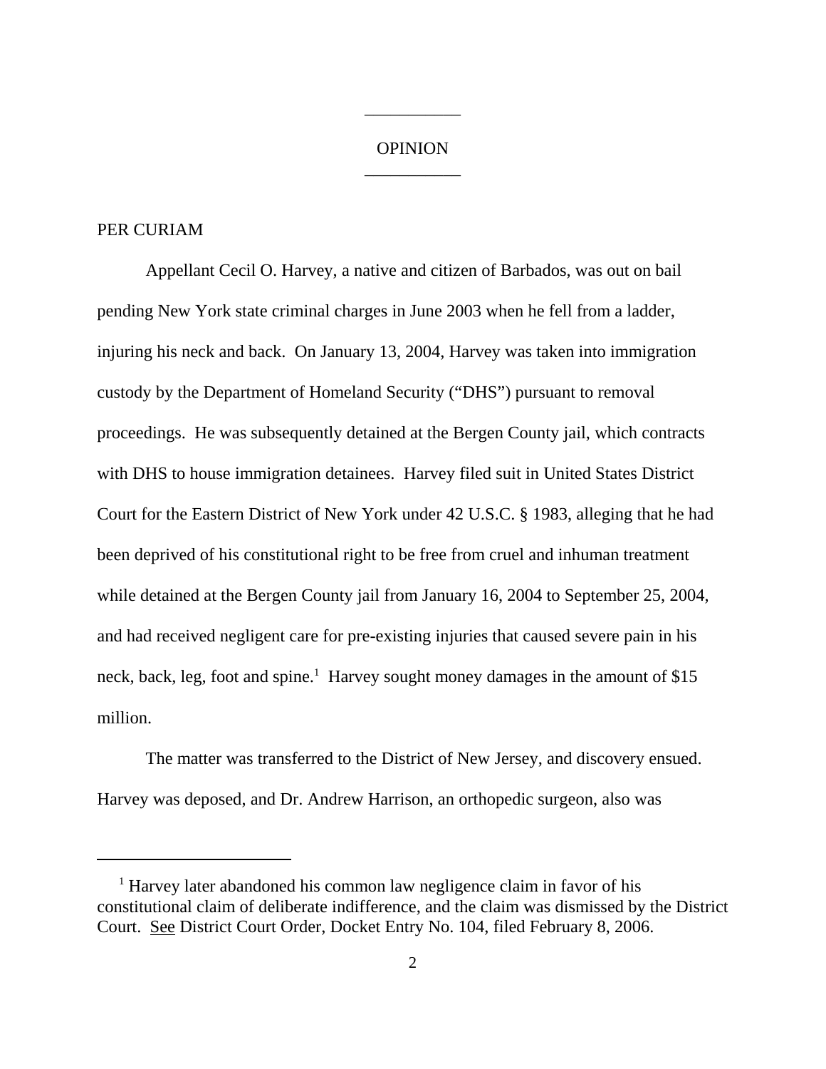OPINION

PER CURIAM

Appellant Cecil O. Harvey, a native and citizen of Barbados, was out on bail pending New York state criminal charges in June 2003 when he fell from a ladder, injuring his neck and back. On January 13, 2004, Harvey was taken into immigration custody by the Department of Homeland Security ("DHS") pursuant to removal proceedings. He was subsequently detained at the Bergen County jail, which contracts with DHS to house immigration detainees. Harvey filed suit in United States District Court for the Eastern District of New York under 42 U.S.C. § 1983, alleging that he had been deprived of his constitutional right to be free from cruel and inhuman treatment while detained at the Bergen County jail from January 16, 2004 to September 25, 2004, and had received negligent care for pre-existing injuries that caused severe pain in his neck, back, leg, foot and spine.[1] Harvey sought money damages in the amount of $15 million.

The matter was transferred to the District of New Jersey, and discovery ensued. Harvey was deposed, and Dr. Andrew Harrison, an orthopedic surgeon, also was

[1] Harvey later abandoned his common law negligence claim in favor of his constitutional claim of deliberate indifference, and the claim was dismissed by the District Court. See District Court Order, Docket Entry No. 104, filed February 8, 2006.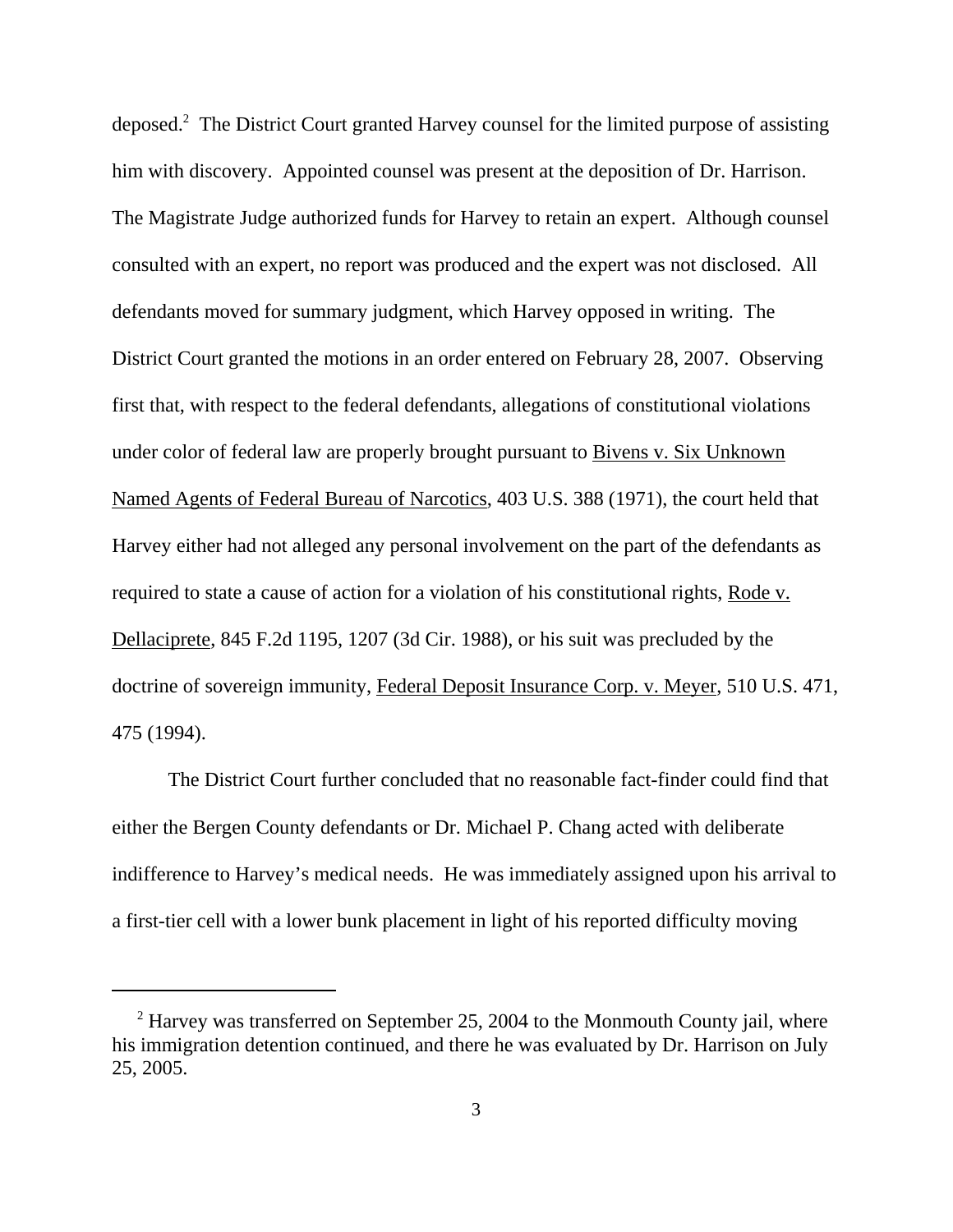deposed.[2] The District Court granted Harvey counsel for the limited purpose of assisting him with discovery. Appointed counsel was present at the deposition of Dr. Harrison. The Magistrate Judge authorized funds for Harvey to retain an expert. Although counsel consulted with an expert, no report was produced and the expert was not disclosed. All defendants moved for summary judgment, which Harvey opposed in writing. The District Court granted the motions in an order entered on February 28, 2007. Observing first that, with respect to the federal defendants, allegations of constitutional violations under color of federal law are properly brought pursuant to Bivens v. Six Unknown Named Agents of Federal Bureau of Narcotics, 403 U.S. 388 (1971), the court held that Harvey either had not alleged any personal involvement on the part of the defendants as required to state a cause of action for a violation of his constitutional rights, Rode v. Dellaciprete, 845 F.2d 1195, 1207 (3d Cir. 1988), or his suit was precluded by the doctrine of sovereign immunity, Federal Deposit Insurance Corp. v. Meyer, 510 U.S. 471, 475 (1994).

The District Court further concluded that no reasonable fact-finder could find that either the Bergen County defendants or Dr. Michael P. Chang acted with deliberate indifference to Harvey's medical needs. He was immediately assigned upon his arrival to a first-tier cell with a lower bunk placement in light of his reported difficulty moving

[2] Harvey was transferred on September 25, 2004 to the Monmouth County jail, where his immigration detention continued, and there he was evaluated by Dr. Harrison on July 25, 2005.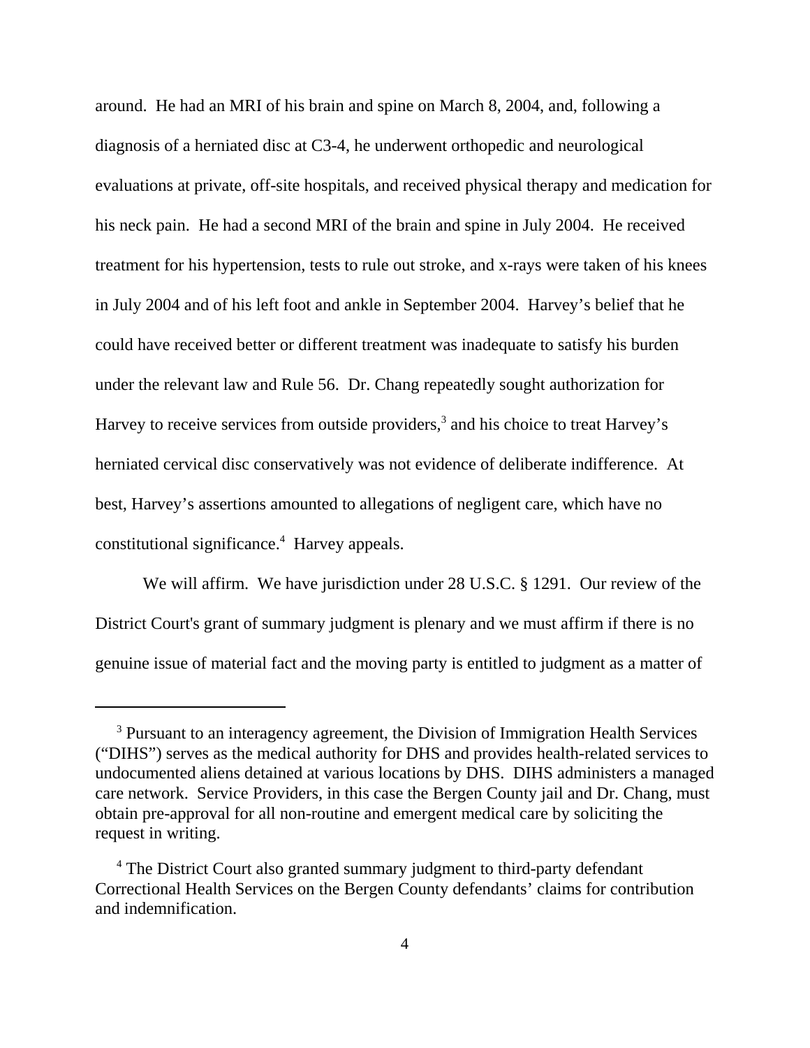around. He had an MRI of his brain and spine on March 8, 2004, and, following a diagnosis of a herniated disc at C3-4, he underwent orthopedic and neurological evaluations at private, off-site hospitals, and received physical therapy and medication for his neck pain. He had a second MRI of the brain and spine in July 2004. He received treatment for his hypertension, tests to rule out stroke, and x-rays were taken of his knees in July 2004 and of his left foot and ankle in September 2004. Harvey's belief that he could have received better or different treatment was inadequate to satisfy his burden under the relevant law and Rule 56. Dr. Chang repeatedly sought authorization for Harvey to receive services from outside providers,[3] and his choice to treat Harvey's herniated cervical disc conservatively was not evidence of deliberate indifference. At best, Harvey's assertions amounted to allegations of negligent care, which have no constitutional significance.[4] Harvey appeals.

We will affirm. We have jurisdiction under 28 U.S.C. § 1291. Our review of the District Court's grant of summary judgment is plenary and we must affirm if there is no genuine issue of material fact and the moving party is entitled to judgment as a matter of

---

[3] Pursuant to an interagency agreement, the Division of Immigration Health Services ("DIHS") serves as the medical authority for DHS and provides health-related services to undocumented aliens detained at various locations by DHS. DIHS administers a managed care network. Service Providers, in this case the Bergen County jail and Dr. Chang, must obtain pre-approval for all non-routine and emergent medical care by soliciting the request in writing.

[4] The District Court also granted summary judgment to third-party defendant Correctional Health Services on the Bergen County defendants' claims for contribution and indemnification.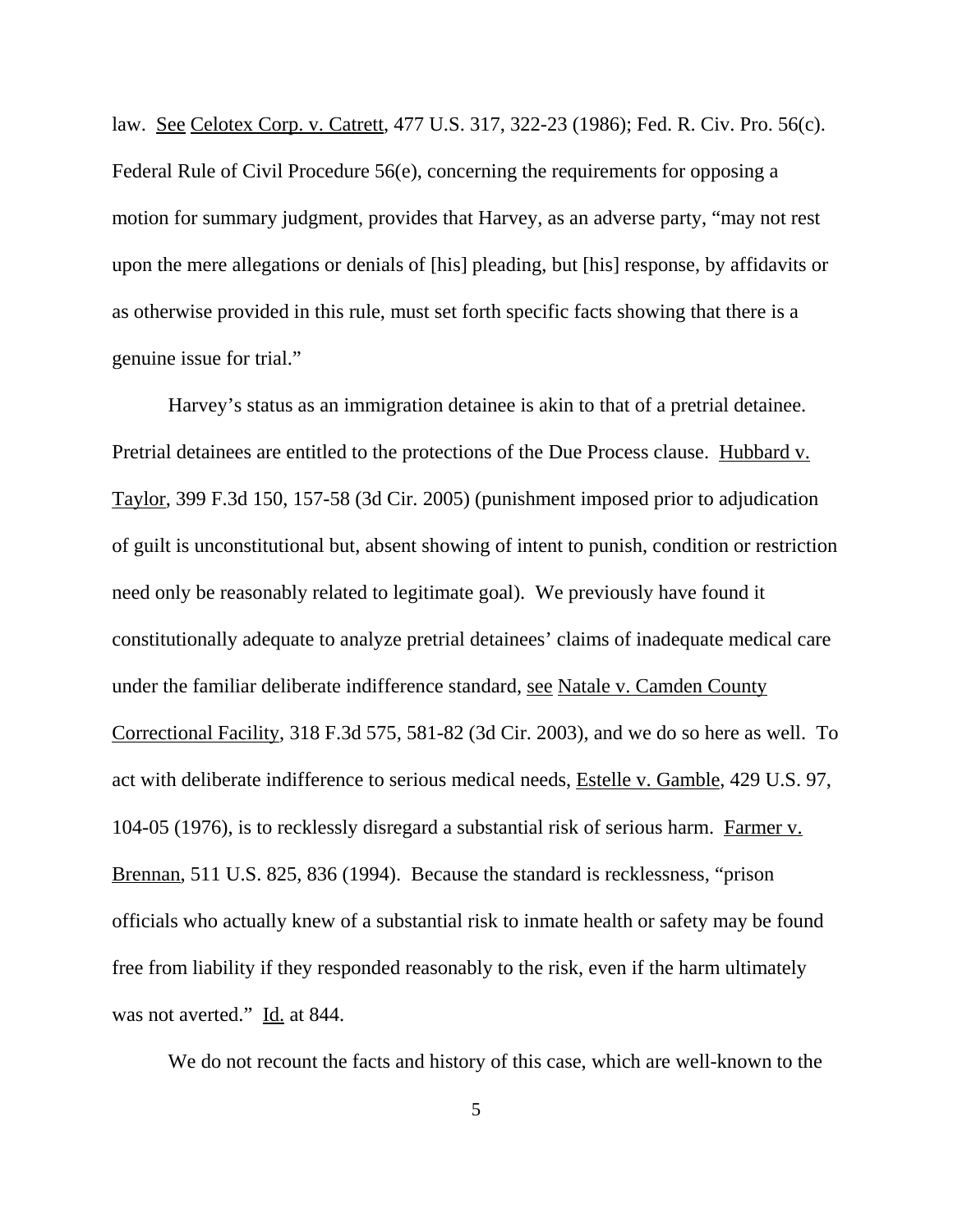law. See Celotex Corp. v. Catrett, 477 U.S. 317, 322-23 (1986); Fed. R. Civ. Pro. 56(c). Federal Rule of Civil Procedure 56(e), concerning the requirements for opposing a motion for summary judgment, provides that Harvey, as an adverse party, "may not rest upon the mere allegations or denials of [his] pleading, but [his] response, by affidavits or as otherwise provided in this rule, must set forth specific facts showing that there is a genuine issue for trial."

Harvey's status as an immigration detainee is akin to that of a pretrial detainee. Pretrial detainees are entitled to the protections of the Due Process clause. Hubbard v. Taylor, 399 F.3d 150, 157-58 (3d Cir. 2005) (punishment imposed prior to adjudication of guilt is unconstitutional but, absent showing of intent to punish, condition or restriction need only be reasonably related to legitimate goal). We previously have found it constitutionally adequate to analyze pretrial detainees' claims of inadequate medical care under the familiar deliberate indifference standard, see Natale v. Camden County Correctional Facility, 318 F.3d 575, 581-82 (3d Cir. 2003), and we do so here as well. To act with deliberate indifference to serious medical needs, Estelle v. Gamble, 429 U.S. 97, 104-05 (1976), is to recklessly disregard a substantial risk of serious harm. Farmer v. Brennan, 511 U.S. 825, 836 (1994). Because the standard is recklessness, "prison officials who actually knew of a substantial risk to inmate health or safety may be found free from liability if they responded reasonably to the risk, even if the harm ultimately was not averted." Id. at 844.

We do not recount the facts and history of this case, which are well-known to the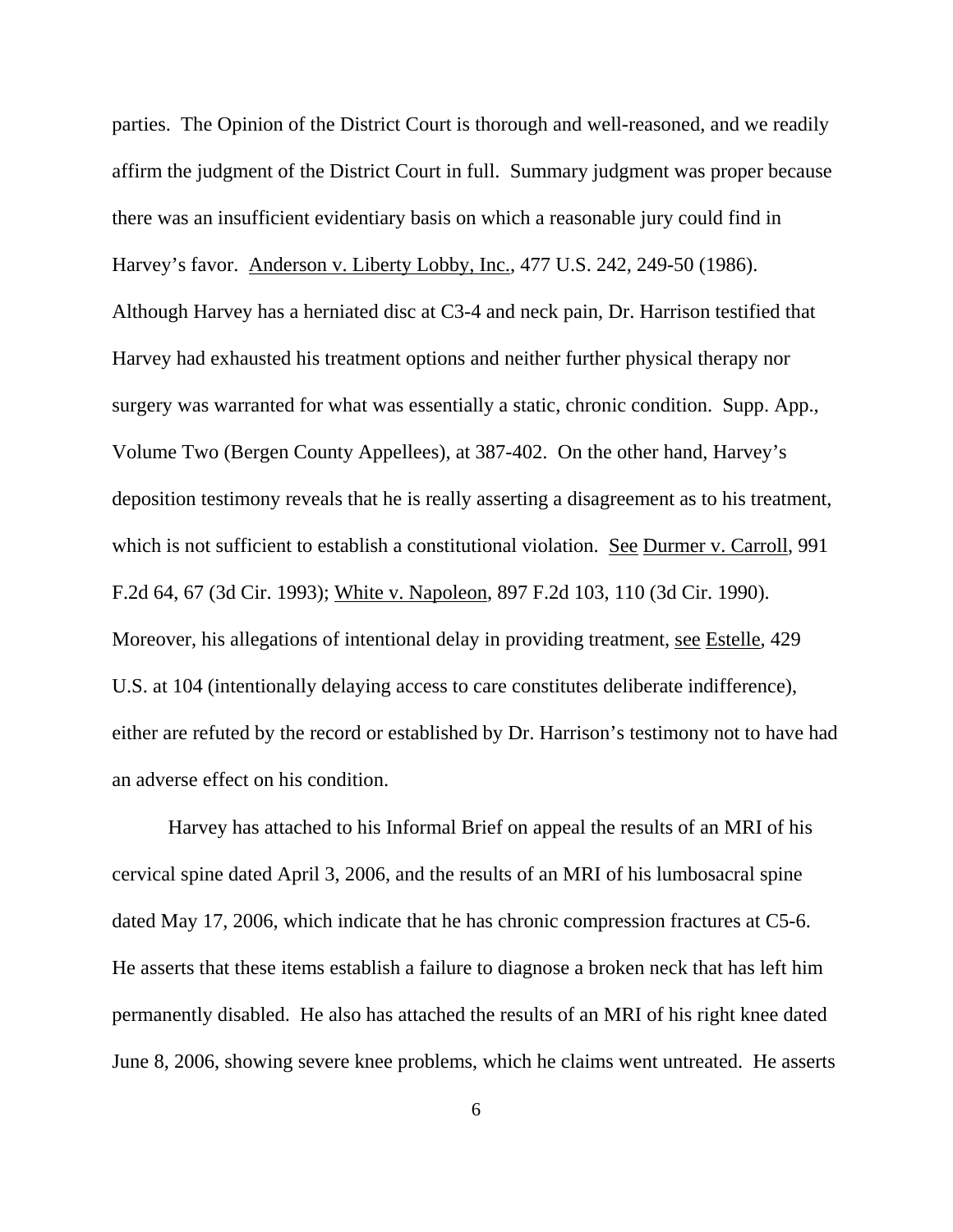parties. The Opinion of the District Court is thorough and well-reasoned, and we readily affirm the judgment of the District Court in full. Summary judgment was proper because there was an insufficient evidentiary basis on which a reasonable jury could find in Harvey's favor. Anderson v. Liberty Lobby, Inc., 477 U.S. 242, 249-50 (1986). Although Harvey has a herniated disc at C3-4 and neck pain, Dr. Harrison testified that Harvey had exhausted his treatment options and neither further physical therapy nor surgery was warranted for what was essentially a static, chronic condition. Supp. App., Volume Two (Bergen County Appellees), at 387-402. On the other hand, Harvey's deposition testimony reveals that he is really asserting a disagreement as to his treatment, which is not sufficient to establish a constitutional violation. See Durmer v. Carroll, 991 F.2d 64, 67 (3d Cir. 1993); White v. Napoleon, 897 F.2d 103, 110 (3d Cir. 1990). Moreover, his allegations of intentional delay in providing treatment, see Estelle, 429 U.S. at 104 (intentionally delaying access to care constitutes deliberate indifference), either are refuted by the record or established by Dr. Harrison's testimony not to have had an adverse effect on his condition.

Harvey has attached to his Informal Brief on appeal the results of an MRI of his cervical spine dated April 3, 2006, and the results of an MRI of his lumbosacral spine dated May 17, 2006, which indicate that he has chronic compression fractures at C5-6. He asserts that these items establish a failure to diagnose a broken neck that has left him permanently disabled. He also has attached the results of an MRI of his right knee dated June 8, 2006, showing severe knee problems, which he claims went untreated. He asserts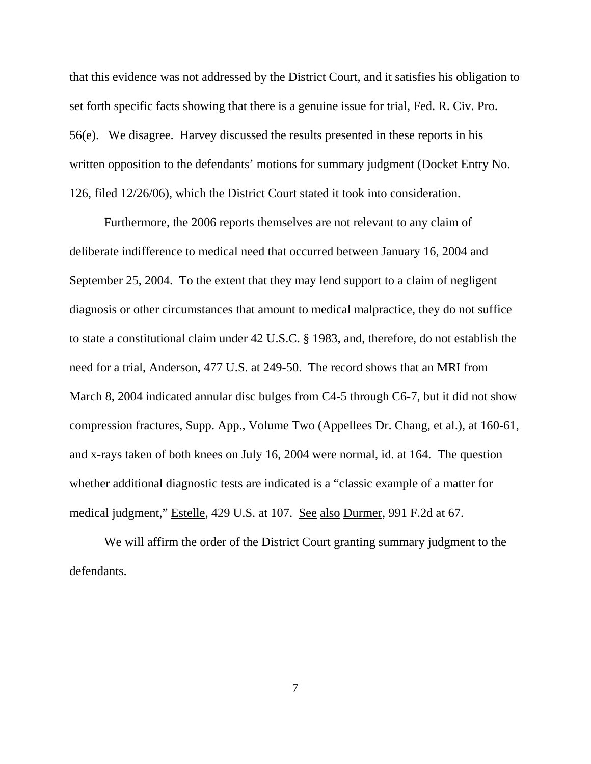that this evidence was not addressed by the District Court, and it satisfies his obligation to set forth specific facts showing that there is a genuine issue for trial, Fed. R. Civ. Pro. 56(e). We disagree. Harvey discussed the results presented in these reports in his written opposition to the defendants' motions for summary judgment (Docket Entry No. 126, filed 12/26/06), which the District Court stated it took into consideration.

Furthermore, the 2006 reports themselves are not relevant to any claim of deliberate indifference to medical need that occurred between January 16, 2004 and September 25, 2004. To the extent that they may lend support to a claim of negligent diagnosis or other circumstances that amount to medical malpractice, they do not suffice to state a constitutional claim under 42 U.S.C. § 1983, and, therefore, do not establish the need for a trial, Anderson, 477 U.S. at 249-50. The record shows that an MRI from March 8, 2004 indicated annular disc bulges from C4-5 through C6-7, but it did not show compression fractures, Supp. App., Volume Two (Appellees Dr. Chang, et al.), at 160-61, and x-rays taken of both knees on July 16, 2004 were normal, id. at 164. The question whether additional diagnostic tests are indicated is a "classic example of a matter for medical judgment," Estelle, 429 U.S. at 107. See also Durmer, 991 F.2d at 67.

We will affirm the order of the District Court granting summary judgment to the defendants.